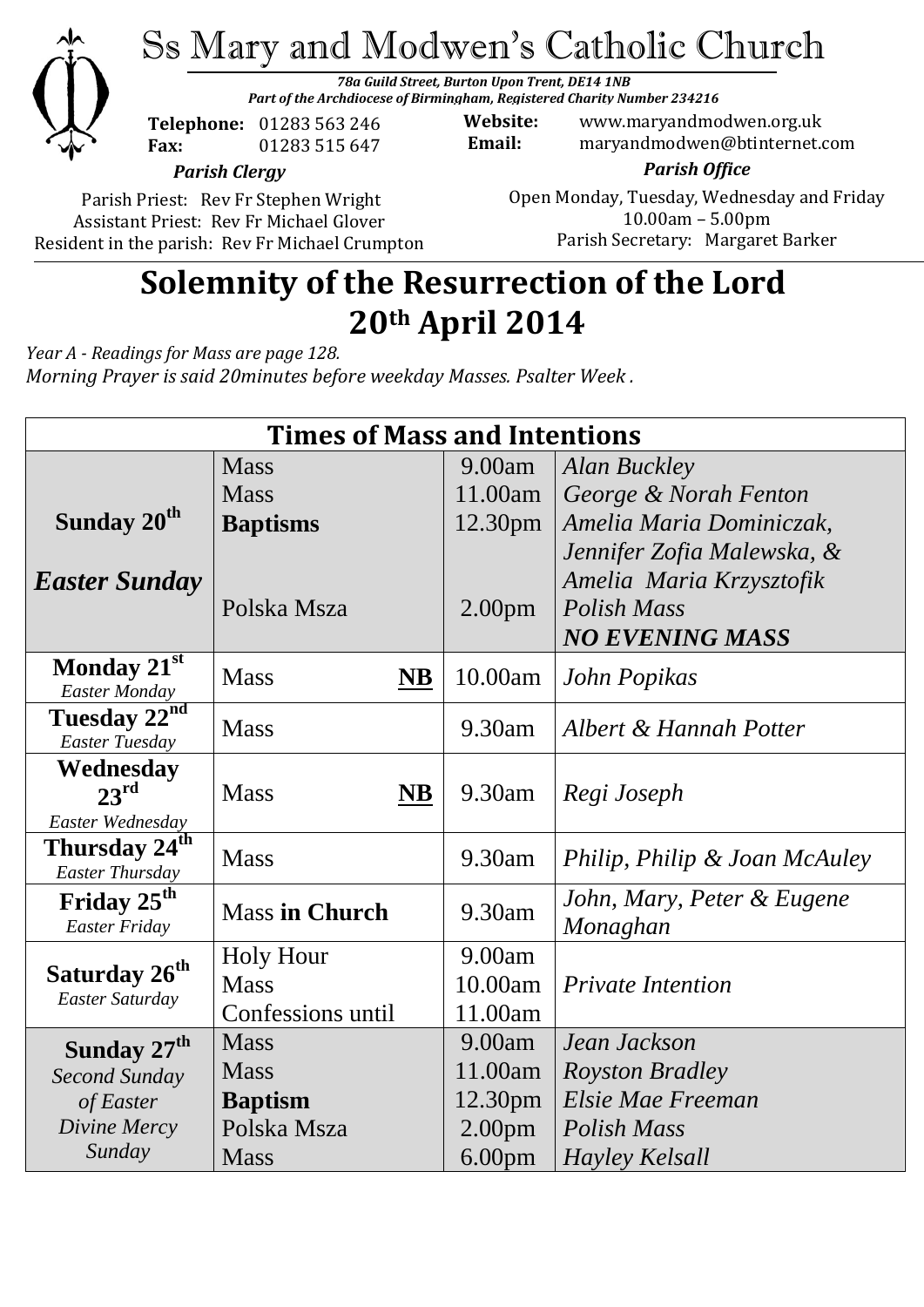# Ss Mary and Modwen's Catholic Church

*78a Guild Street, Burton Upon Trent, DE14 1NB*
*Part of the Archdiocese of Birmingham, Registered Charity Number 234216*

**Telephone:** 01283 563 246
**Fax:** 01283 515 647

**Website:** www.maryandmodwen.org.uk
**Email:** maryandmodwen@btinternet.com

*Parish Clergy*

Parish Priest: Rev Fr Stephen Wright
Assistant Priest: Rev Fr Michael Glover
Resident in the parish: Rev Fr Michael Crumpton

*Parish Office*

Open Monday, Tuesday, Wednesday and Friday
10.00am – 5.00pm
Parish Secretary: Margaret Barker

## Solemnity of the Resurrection of the Lord
## 20th April 2014

*Year A - Readings for Mass are page 128.*
*Morning Prayer is said 20minutes before weekday Masses. Psalter Week .*

**Times of Mass and Intentions**

| | | | |
|---|---|---|---|
| **Sunday 20th** *Easter Sunday* | Mass | 9.00am | *Alan Buckley* |
| | Mass | 11.00am | *George & Norah Fenton* |
| | **Baptisms** | 12.30pm | *Amelia Maria Dominiczak, Jennifer Zofia Malewska, & Amelia Maria Krzysztofik* |
| | Polska Msza | 2.00pm | *Polish Mass* |
| | | | ***NO EVENING MASS*** |
| **Monday 21st** *Easter Monday* | Mass **NB** | 10.00am | *John Popikas* |
| **Tuesday 22nd** *Easter Tuesday* | Mass | 9.30am | *Albert & Hannah Potter* |
| **Wednesday 23rd** *Easter Wednesday* | Mass **NB** | 9.30am | *Regi Joseph* |
| **Thursday 24th** *Easter Thursday* | Mass | 9.30am | *Philip, Philip & Joan McAuley* |
| **Friday 25th** *Easter Friday* | Mass **in Church** | 9.30am | *John, Mary, Peter & Eugene Monaghan* |
| **Saturday 26th** *Easter Saturday* | Holy Hour | 9.00am | |
| | Mass | 10.00am | *Private Intention* |
| | Confessions until | 11.00am | |
| **Sunday 27th** *Second Sunday of Easter Divine Mercy Sunday* | Mass | 9.00am | *Jean Jackson* |
| | Mass | 11.00am | *Royston Bradley* |
| | **Baptism** | 12.30pm | *Elsie Mae Freeman* |
| | Polska Msza | 2.00pm | *Polish Mass* |
| | Mass | 6.00pm | *Hayley Kelsall* |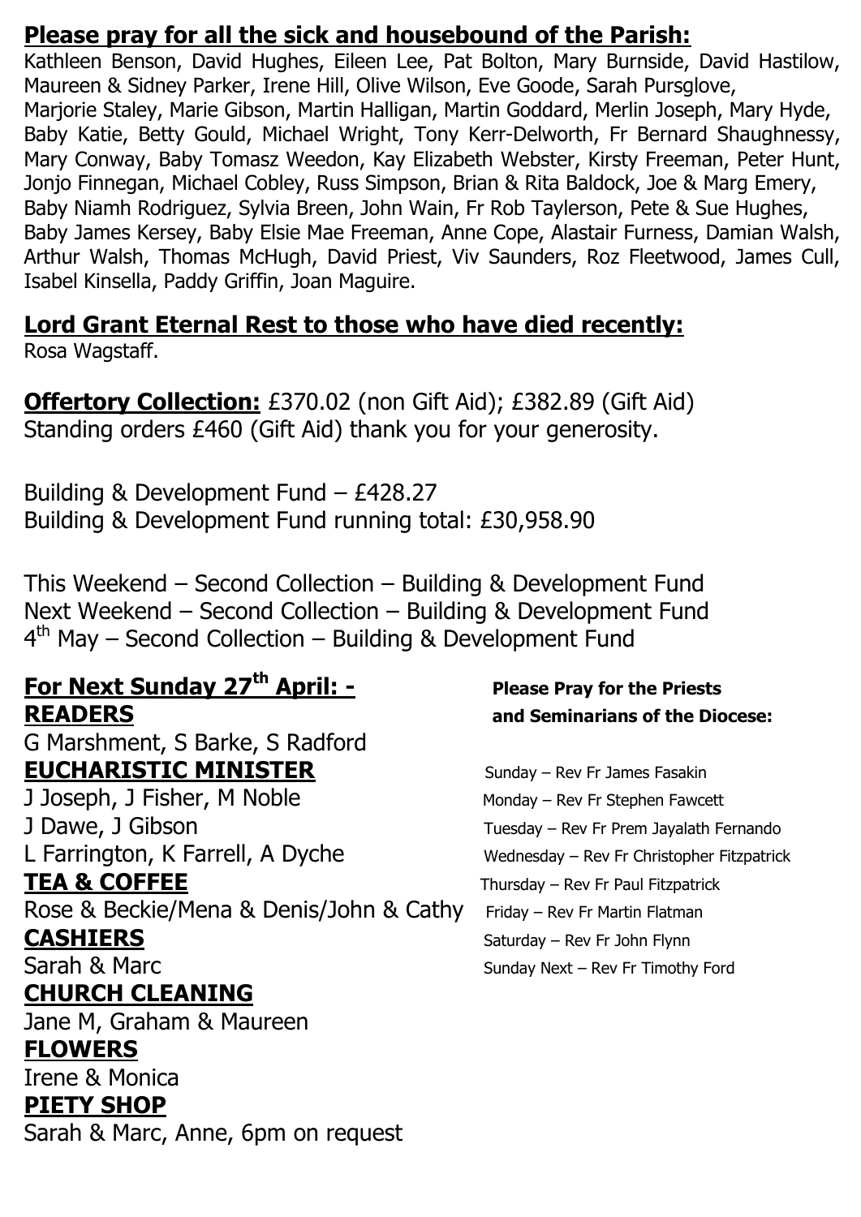## Please pray for all the sick and housebound of the Parish:

Kathleen Benson, David Hughes, Eileen Lee, Pat Bolton, Mary Burnside, David Hastilow, Maureen & Sidney Parker, Irene Hill, Olive Wilson, Eve Goode, Sarah Pursglove, Marjorie Staley, Marie Gibson, Martin Halligan, Martin Goddard, Merlin Joseph, Mary Hyde, Baby Katie, Betty Gould, Michael Wright, Tony Kerr-Delworth, Fr Bernard Shaughnessy, Mary Conway, Baby Tomasz Weedon, Kay Elizabeth Webster, Kirsty Freeman, Peter Hunt, Jonjo Finnegan, Michael Cobley, Russ Simpson, Brian & Rita Baldock, Joe & Marg Emery, Baby Niamh Rodriguez, Sylvia Breen, John Wain, Fr Rob Taylerson, Pete & Sue Hughes, Baby James Kersey, Baby Elsie Mae Freeman, Anne Cope, Alastair Furness, Damian Walsh, Arthur Walsh, Thomas McHugh, David Priest, Viv Saunders, Roz Fleetwood, James Cull, Isabel Kinsella, Paddy Griffin, Joan Maguire.

## Lord Grant Eternal Rest to those who have died recently:

Rosa Wagstaff.

**Offertory Collection:** £370.02 (non Gift Aid); £382.89 (Gift Aid) Standing orders £460 (Gift Aid) thank you for your generosity.

Building & Development Fund – £428.27
Building & Development Fund running total: £30,958.90

This Weekend – Second Collection – Building & Development Fund
Next Weekend – Second Collection – Building & Development Fund
4th May – Second Collection – Building & Development Fund

## For Next Sunday 27th April: -

**READERS**
G Marshment, S Barke, S Radford

**EUCHARISTIC MINISTER**
J Joseph, J Fisher, M Noble
J Dawe, J Gibson
L Farrington, K Farrell, A Dyche

**TEA & COFFEE**
Rose & Beckie/Mena & Denis/John & Cathy

**CASHIERS**
Sarah & Marc

**CHURCH CLEANING**
Jane M, Graham & Maureen

**FLOWERS**
Irene & Monica

**PIETY SHOP**
Sarah & Marc, Anne, 6pm on request

**Please Pray for the Priests and Seminarians of the Diocese:**

Sunday – Rev Fr James Fasakin
Monday – Rev Fr Stephen Fawcett
Tuesday – Rev Fr Prem Jayalath Fernando
Wednesday – Rev Fr Christopher Fitzpatrick
Thursday – Rev Fr Paul Fitzpatrick
Friday – Rev Fr Martin Flatman
Saturday – Rev Fr John Flynn
Sunday Next – Rev Fr Timothy Ford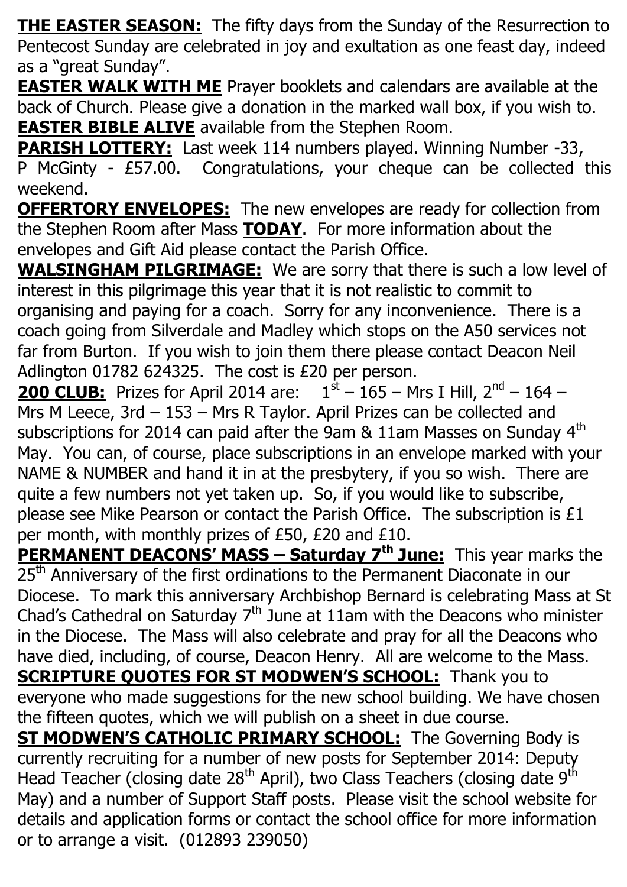**THE EASTER SEASON:** The fifty days from the Sunday of the Resurrection to Pentecost Sunday are celebrated in joy and exultation as one feast day, indeed as a "great Sunday".

**EASTER WALK WITH ME** Prayer booklets and calendars are available at the back of Church. Please give a donation in the marked wall box, if you wish to.

**EASTER BIBLE ALIVE** available from the Stephen Room.

**PARISH LOTTERY:** Last week 114 numbers played. Winning Number -33, P McGinty - £57.00. Congratulations, your cheque can be collected this weekend.

**OFFERTORY ENVELOPES:** The new envelopes are ready for collection from the Stephen Room after Mass **TODAY**. For more information about the envelopes and Gift Aid please contact the Parish Office.

**WALSINGHAM PILGRIMAGE:** We are sorry that there is such a low level of interest in this pilgrimage this year that it is not realistic to commit to organising and paying for a coach. Sorry for any inconvenience. There is a coach going from Silverdale and Madley which stops on the A50 services not far from Burton. If you wish to join them there please contact Deacon Neil Adlington 01782 624325. The cost is £20 per person.

**200 CLUB:** Prizes for April 2014 are: 1st – 165 – Mrs I Hill, 2nd – 164 – Mrs M Leece, 3rd – 153 – Mrs R Taylor. April Prizes can be collected and subscriptions for 2014 can paid after the 9am & 11am Masses on Sunday 4th May. You can, of course, place subscriptions in an envelope marked with your NAME & NUMBER and hand it in at the presbytery, if you so wish. There are quite a few numbers not yet taken up. So, if you would like to subscribe, please see Mike Pearson or contact the Parish Office. The subscription is £1 per month, with monthly prizes of £50, £20 and £10.

**PERMANENT DEACONS' MASS – Saturday 7th June:** This year marks the 25th Anniversary of the first ordinations to the Permanent Diaconate in our Diocese. To mark this anniversary Archbishop Bernard is celebrating Mass at St Chad's Cathedral on Saturday 7th June at 11am with the Deacons who minister in the Diocese. The Mass will also celebrate and pray for all the Deacons who have died, including, of course, Deacon Henry. All are welcome to the Mass.

**SCRIPTURE QUOTES FOR ST MODWEN'S SCHOOL:** Thank you to everyone who made suggestions for the new school building. We have chosen the fifteen quotes, which we will publish on a sheet in due course.

**ST MODWEN'S CATHOLIC PRIMARY SCHOOL:** The Governing Body is currently recruiting for a number of new posts for September 2014: Deputy Head Teacher (closing date 28th April), two Class Teachers (closing date 9th May) and a number of Support Staff posts. Please visit the school website for details and application forms or contact the school office for more information or to arrange a visit. (012893 239050)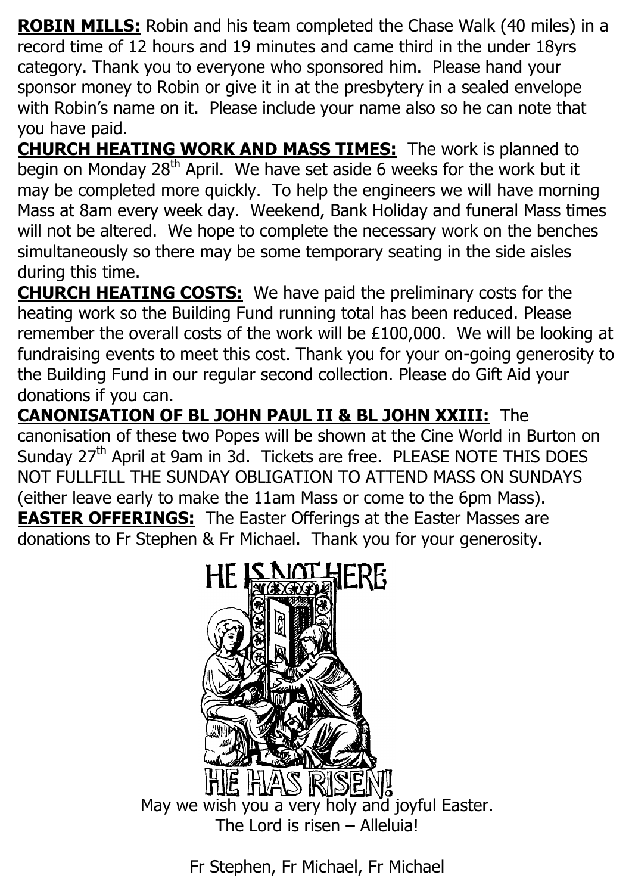**ROBIN MILLS:** Robin and his team completed the Chase Walk (40 miles) in a record time of 12 hours and 19 minutes and came third in the under 18yrs category. Thank you to everyone who sponsored him. Please hand your sponsor money to Robin or give it in at the presbytery in a sealed envelope with Robin's name on it. Please include your name also so he can note that you have paid.

**CHURCH HEATING WORK AND MASS TIMES:** The work is planned to begin on Monday 28th April. We have set aside 6 weeks for the work but it may be completed more quickly. To help the engineers we will have morning Mass at 8am every week day. Weekend, Bank Holiday and funeral Mass times will not be altered. We hope to complete the necessary work on the benches simultaneously so there may be some temporary seating in the side aisles during this time.

**CHURCH HEATING COSTS:** We have paid the preliminary costs for the heating work so the Building Fund running total has been reduced. Please remember the overall costs of the work will be £100,000. We will be looking at fundraising events to meet this cost. Thank you for your on-going generosity to the Building Fund in our regular second collection. Please do Gift Aid your donations if you can.

**CANONISATION OF BL JOHN PAUL II & BL JOHN XXIII:** The canonisation of these two Popes will be shown at the Cine World in Burton on Sunday 27th April at 9am in 3d. Tickets are free. PLEASE NOTE THIS DOES NOT FULLFILL THE SUNDAY OBLIGATION TO ATTEND MASS ON SUNDAYS (either leave early to make the 11am Mass or come to the 6pm Mass).

**EASTER OFFERINGS:** The Easter Offerings at the Easter Masses are donations to Fr Stephen & Fr Michael. Thank you for your generosity.

HE IS NOT HERE

HE HAS RISEN!

May we wish you a very holy and joyful Easter.
The Lord is risen – Alleluia!

Fr Stephen, Fr Michael, Fr Michael